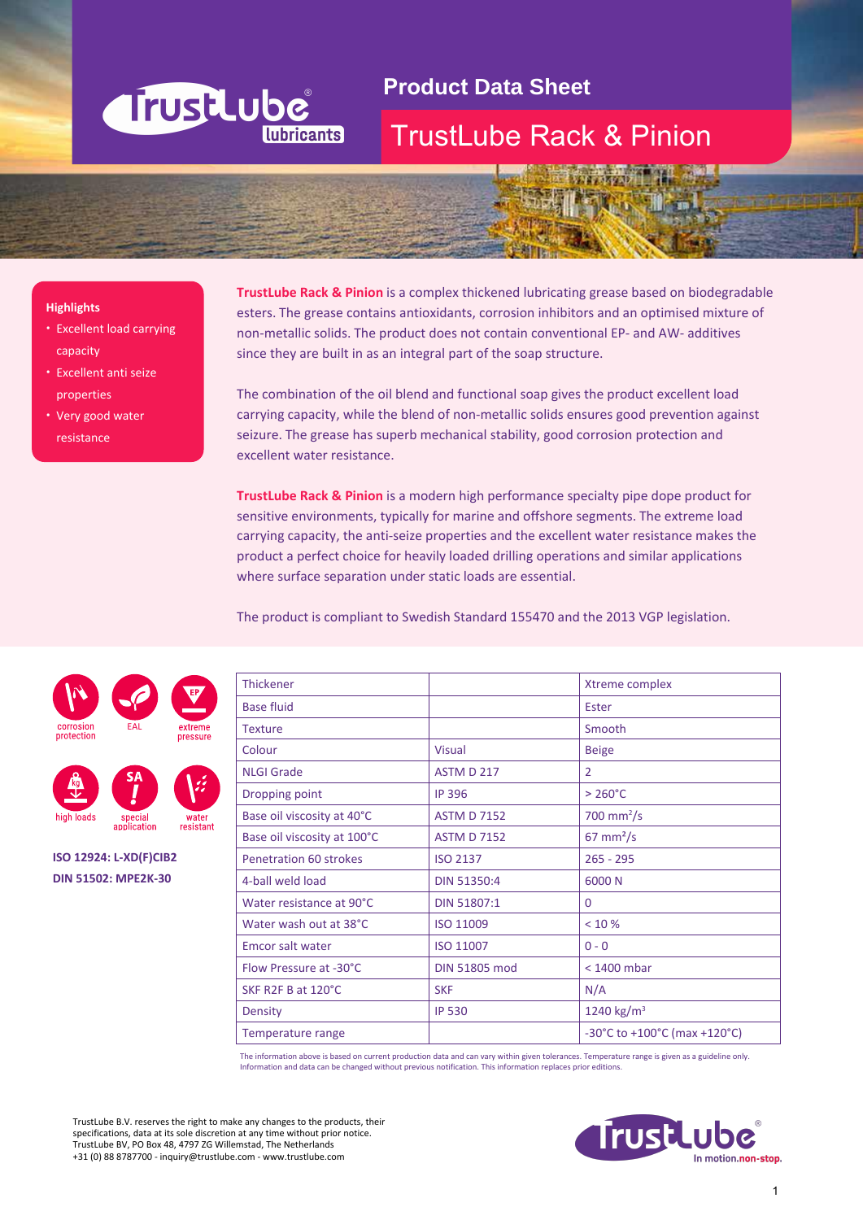# Product Data Sheet

## TrustLube Rack & Pinion

**Highlights**

- Excellent load carrying capacity
- Excellent anti seize properties
- Very good water resistance

**TrustLube Rack & Pinion** is a complex thickened lubricating grease based on biodegradable esters. The grease contains antioxidants, corrosion inhibitors and an optimised mixture of non-metallic solids. The product does not contain conventional EP- and AW- additives since they are built in as an integral part of the soap structure.

The combination of the oil blend and functional soap gives the product excellent load carrying capacity, while the blend of non-metallic solids ensures good prevention against seizure. The grease has superb mechanical stability, good corrosion protection and excellent water resistance.

**TrustLube Rack & Pinion** is a modern high performance specialty pipe dope product for sensitive environments, typically for marine and offshore segments. The extreme load carrying capacity, the anti-seize properties and the excellent water resistance makes the product a perfect choice for heavily loaded drilling operations and similar applications where surface separation under static loads are essential.

The product is compliant to Swedish Standard 155470 and the 2013 VGP legislation.

corrosion protection · EAL · extreme pressure · high loads · special application · water resistant

**ISO 12924: L-XD(F)CIB2**

**DIN 51502: MPE2K-30**

| | | |
|---|---|---|
| Thickener | | Xtreme complex |
| Base fluid | | Ester |
| Texture | | Smooth |
| Colour | Visual | Beige |
| NLGI Grade | ASTM D 217 | 2 |
| Dropping point | IP 396 | > 260°C |
| Base oil viscosity at 40°C | ASTM D 7152 | 700 $mm^2/s$ |
| Base oil viscosity at 100°C | ASTM D 7152 | 67 $mm^2/s$ |
| Penetration 60 strokes | ISO 2137 | 265 - 295 |
| 4-ball weld load | DIN 51350:4 | 6000 N |
| Water resistance at 90°C | DIN 51807:1 | 0 |
| Water wash out at 38°C | ISO 11009 | < 10 % |
| Emcor salt water | ISO 11007 | 0 - 0 |
| Flow Pressure at -30°C | DIN 51805 mod | < 1400 mbar |
| SKF R2F B at 120°C | SKF | N/A |
| Density | IP 530 | 1240 $kg/m^3$ |
| Temperature range | | -30°C to +100°C (max +120°C) |

The information above is based on current production data and can vary within given tolerances. Temperature range is given as a guideline only. Information and data can be changed without previous notification. This information replaces prior editions.

TrustLube B.V. reserves the right to make any changes to the products, their specifications, data at its sole discretion at any time without prior notice.
TrustLube BV, PO Box 48, 4797 ZG Willemstad, The Netherlands
+31 (0) 88 8787700 - inquiry@trustlube.com - www.trustlube.com

TrustLube — In motion.non-stop.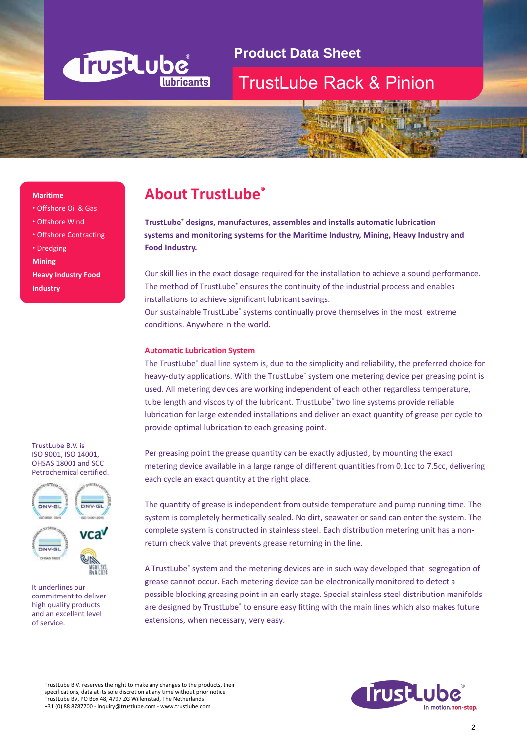Product Data Sheet

# TrustLube Rack & Pinion

**Maritime**
- Offshore Oil & Gas
- Offshore Wind
- Offshore Contracting
- Dredging

**Mining**

**Heavy Industry Food Industry**

## About TrustLube®

**TrustLube® designs, manufactures, assembles and installs automatic lubrication systems and monitoring systems for the Maritime Industry, Mining, Heavy Industry and Food Industry.**

Our skill lies in the exact dosage required for the installation to achieve a sound performance. The method of TrustLube® ensures the continuity of the industrial process and enables installations to achieve significant lubricant savings.
Our sustainable TrustLube® systems continually prove themselves in the most extreme conditions. Anywhere in the world.

### Automatic Lubrication System

The TrustLube® dual line system is, due to the simplicity and reliability, the preferred choice for heavy-duty applications. With the TrustLube® system one metering device per greasing point is used. All metering devices are working independent of each other regardless temperature, tube length and viscosity of the lubricant. TrustLube® two line systems provide reliable lubrication for large extended installations and deliver an exact quantity of grease per cycle to provide optimal lubrication to each greasing point.

Per greasing point the grease quantity can be exactly adjusted, by mounting the exact metering device available in a large range of different quantities from 0.1cc to 7.5cc, delivering each cycle an exact quantity at the right place.

The quantity of grease is independent from outside temperature and pump running time. The system is completely hermetically sealed. No dirt, seawater or sand can enter the system. The complete system is constructed in stainless steel. Each distribution metering unit has a non-return check valve that prevents grease returning in the line.

A TrustLube® system and the metering devices are in such way developed that segregation of grease cannot occur. Each metering device can be electronically monitored to detect a possible blocking greasing point in an early stage. Special stainless steel distribution manifolds are designed by TrustLube® to ensure easy fitting with the main lines which also makes future extensions, when necessary, very easy.

TrustLube B.V. is ISO 9001, ISO 14001, OHSAS 18001 and SCC Petrochemical certified.

It underlines our commitment to deliver high quality products and an excellent level of service.

TrustLube B.V. reserves the right to make any changes to the products, their specifications, data at its sole discretion at any time without prior notice.
TrustLube BV, PO Box 48, 4797 ZG Willemstad, The Netherlands
+31 (0) 88 8787700 - inquiry@trustlube.com - www.trustlube.com

In motion.non-stop.